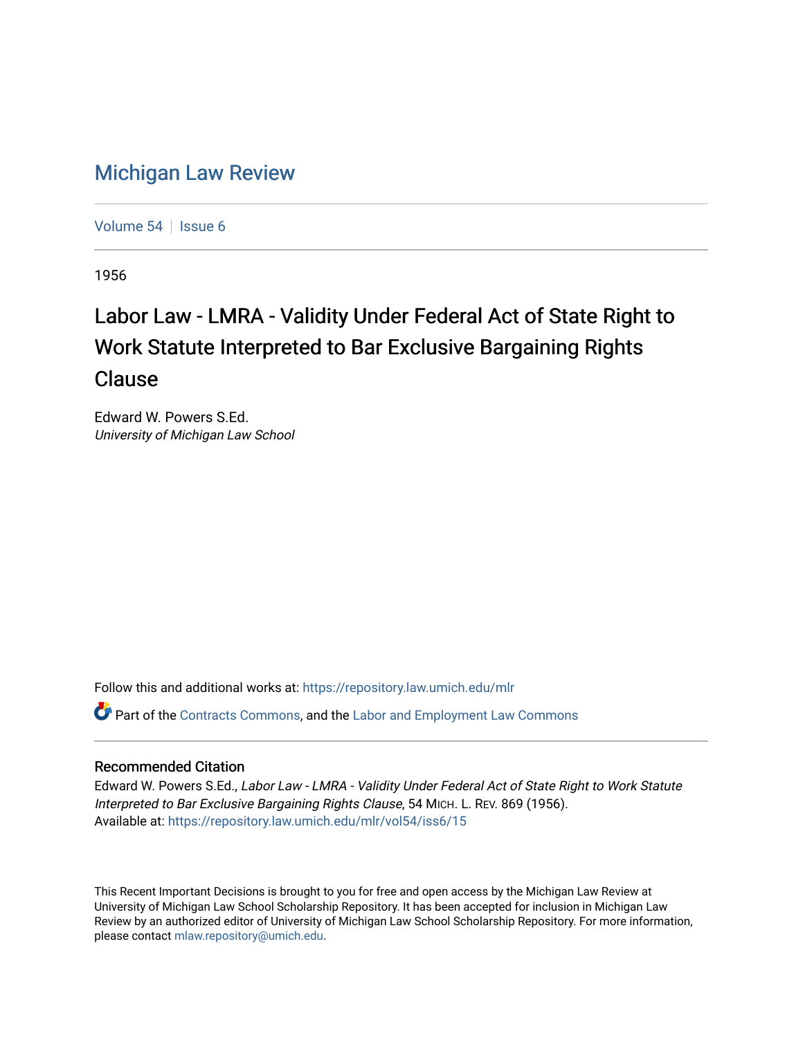# Michigan Law Review

Volume 54 | Issue 6

1956

## Labor Law - LMRA - Validity Under Federal Act of State Right to Work Statute Interpreted to Bar Exclusive Bargaining Rights Clause

Edward W. Powers S.Ed.
*University of Michigan Law School*

Follow this and additional works at: https://repository.law.umich.edu/mlr

Part of the Contracts Commons, and the Labor and Employment Law Commons

### Recommended Citation

Edward W. Powers S.Ed., *Labor Law - LMRA - Validity Under Federal Act of State Right to Work Statute Interpreted to Bar Exclusive Bargaining Rights Clause*, 54 MICH. L. REV. 869 (1956).
Available at: https://repository.law.umich.edu/mlr/vol54/iss6/15

This Recent Important Decisions is brought to you for free and open access by the Michigan Law Review at University of Michigan Law School Scholarship Repository. It has been accepted for inclusion in Michigan Law Review by an authorized editor of University of Michigan Law School Scholarship Repository. For more information, please contact mlaw.repository@umich.edu.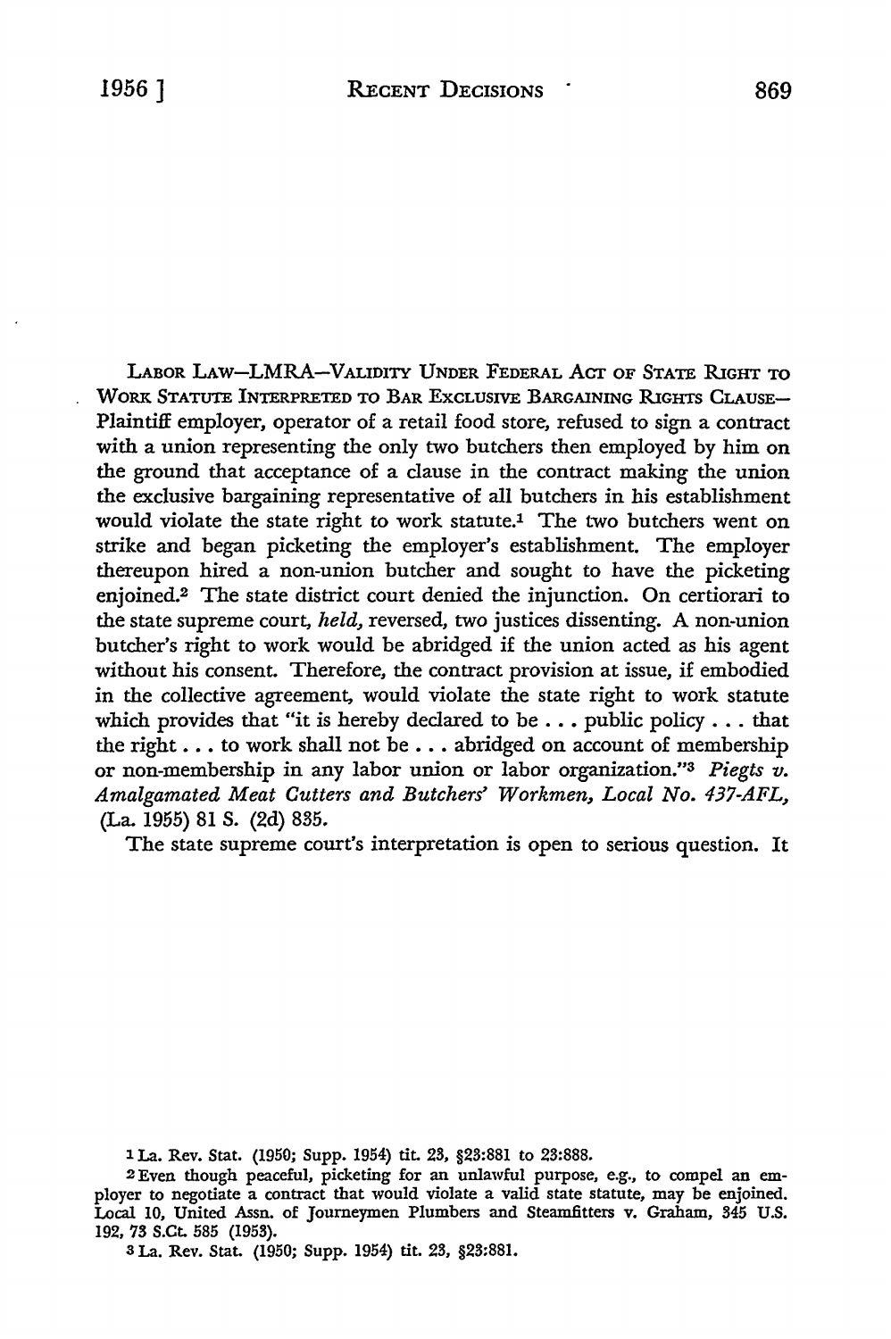LABOR LAW—LMRA—VALIDITY UNDER FEDERAL ACT OF STATE RIGHT TO WORK STATUTE INTERPRETED TO BAR EXCLUSIVE BARGAINING RIGHTS CLAUSE— Plaintiff employer, operator of a retail food store, refused to sign a contract with a union representing the only two butchers then employed by him on the ground that acceptance of a clause in the contract making the union the exclusive bargaining representative of all butchers in his establishment would violate the state right to work statute.[1] The two butchers went on strike and began picketing the employer's establishment. The employer thereupon hired a non-union butcher and sought to have the picketing enjoined.[2] The state district court denied the injunction. On certiorari to the state supreme court, *held*, reversed, two justices dissenting. A non-union butcher's right to work would be abridged if the union acted as his agent without his consent. Therefore, the contract provision at issue, if embodied in the collective agreement, would violate the state right to work statute which provides that "it is hereby declared to be . . . public policy . . . that the right . . . to work shall not be . . . abridged on account of membership or non-membership in any labor union or labor organization."[3] *Piegts v. Amalgamated Meat Cutters and Butchers' Workmen, Local No. 437-AFL,* (La. 1955) 81 S. (2d) 835.

The state supreme court's interpretation is open to serious question. It

---

[1] La. Rev. Stat. (1950; Supp. 1954) tit. 23, §23:881 to 23:888.

[2] Even though peaceful, picketing for an unlawful purpose, e.g., to compel an employer to negotiate a contract that would violate a valid state statute, may be enjoined. Local 10, United Assn. of Journeymen Plumbers and Steamfitters v. Graham, 345 U.S. 192, 73 S.Ct. 585 (1953).

[3] La. Rev. Stat. (1950; Supp. 1954) tit. 23, §23:881.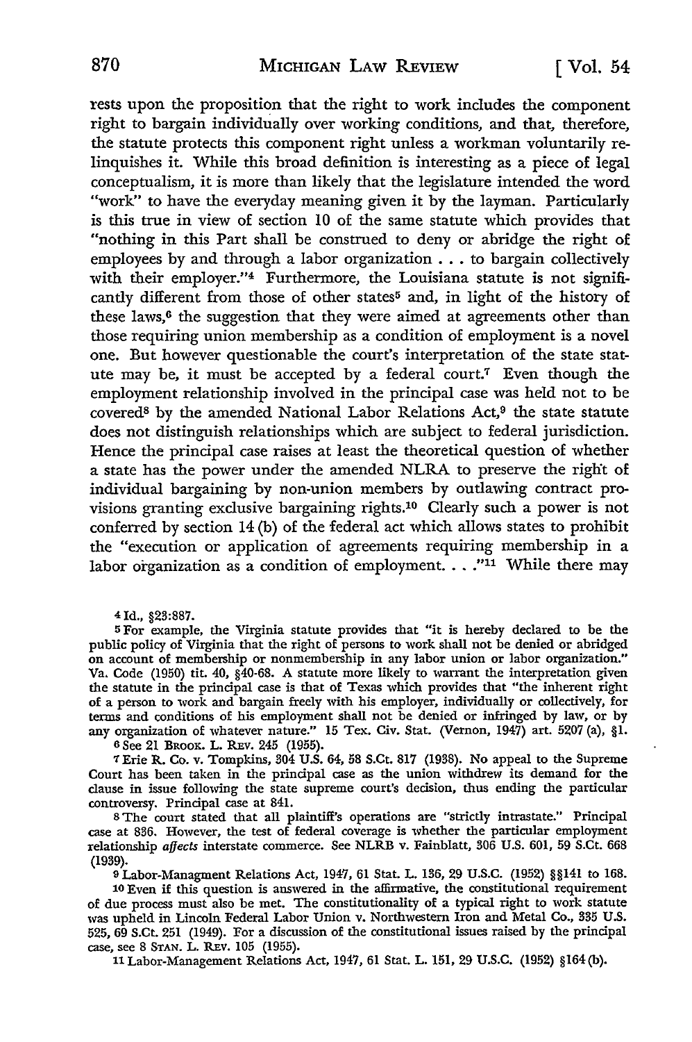rests upon the proposition that the right to work includes the component right to bargain individually over working conditions, and that, therefore, the statute protects this component right unless a workman voluntarily relinquishes it. While this broad definition is interesting as a piece of legal conceptualism, it is more than likely that the legislature intended the word "work" to have the everyday meaning given it by the layman. Particularly is this true in view of section 10 of the same statute which provides that "nothing in this Part shall be construed to deny or abridge the right of employees by and through a labor organization . . . to bargain collectively with their employer."[4] Furthermore, the Louisiana statute is not significantly different from those of other states[5] and, in light of the history of these laws,[6] the suggestion that they were aimed at agreements other than those requiring union membership as a condition of employment is a novel one. But however questionable the court's interpretation of the state statute may be, it must be accepted by a federal court.[7] Even though the employment relationship involved in the principal case was held not to be covered[8] by the amended National Labor Relations Act,[9] the state statute does not distinguish relationships which are subject to federal jurisdiction. Hence the principal case raises at least the theoretical question of whether a state has the power under the amended NLRA to preserve the right of individual bargaining by non-union members by outlawing contract provisions granting exclusive bargaining rights.[10] Clearly such a power is not conferred by section 14 (b) of the federal act which allows states to prohibit the "execution or application of agreements requiring membership in a labor organization as a condition of employment. . . ."[11] While there may

---

[4] Id., §23:887.

[5] For example, the Virginia statute provides that "it is hereby declared to be the public policy of Virginia that the right of persons to work shall not be denied or abridged on account of membership or nonmembership in any labor union or labor organization." Va. Code (1950) tit. 40, §40-68. A statute more likely to warrant the interpretation given the statute in the principal case is that of Texas which provides that "the inherent right of a person to work and bargain freely with his employer, individually or collectively, for terms and conditions of his employment shall not be denied or infringed by law, or by any organization of whatever nature." 15 Tex. Civ. Stat. (Vernon, 1947) art. 5207 (a), §1.

[6] See 21 Brook. L. Rev. 245 (1955).

[7] Erie R. Co. v. Tompkins, 304 U.S. 64, 58 S.Ct. 817 (1938). No appeal to the Supreme Court has been taken in the principal case as the union withdrew its demand for the clause in issue following the state supreme court's decision, thus ending the particular controversy. Principal case at 841.

[8] The court stated that all plaintiff's operations are "strictly intrastate." Principal case at 836. However, the test of federal coverage is whether the particular employment relationship *affects* interstate commerce. See NLRB v. Fainblatt, 306 U.S. 601, 59 S.Ct. 668 (1939).

[9] Labor-Managment Relations Act, 1947, 61 Stat. L. 136, 29 U.S.C. (1952) §§141 to 168.

[10] Even if this question is answered in the affirmative, the constitutional requirement of due process must also be met. The constitutionality of a typical right to work statute was upheld in Lincoln Federal Labor Union v. Northwestern Iron and Metal Co., 335 U.S. 525, 69 S.Ct. 251 (1949). For a discussion of the constitutional issues raised by the principal case, see 8 Stan. L. Rev. 105 (1955).

[11] Labor-Management Relations Act, 1947, 61 Stat. L. 151, 29 U.S.C. (1952) §164(b).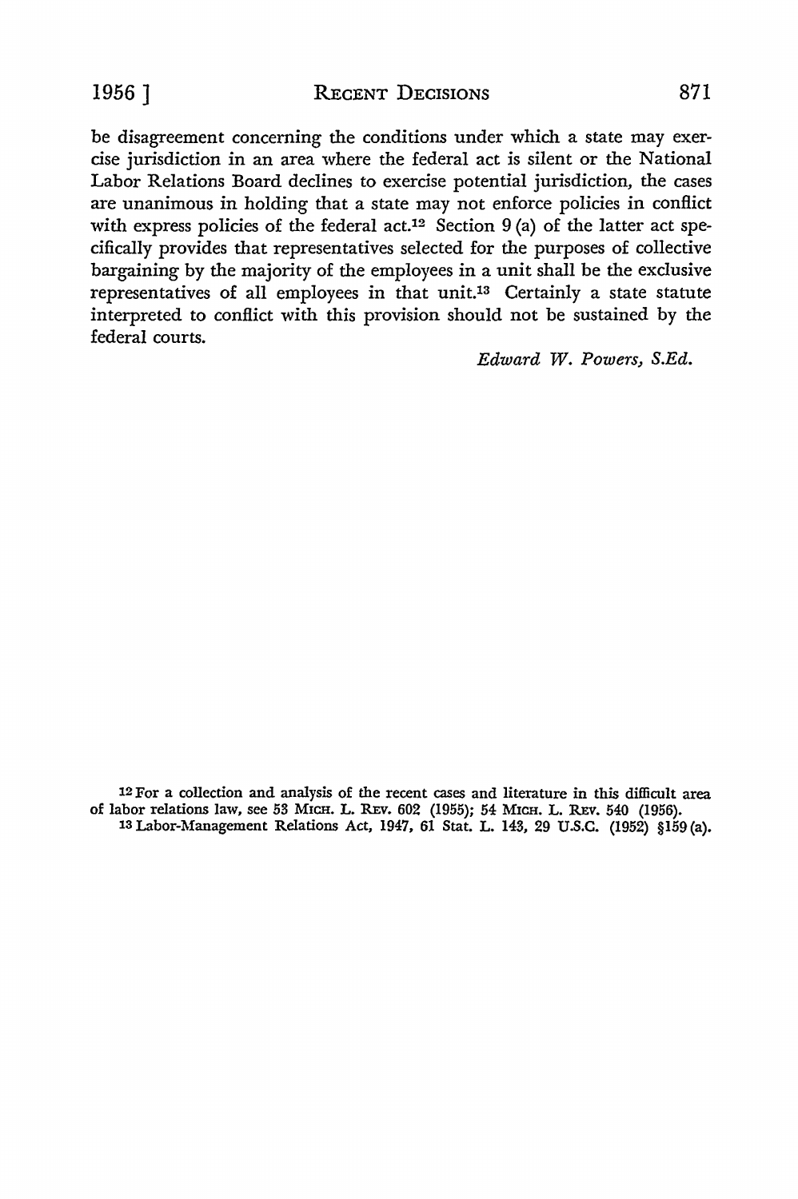be disagreement concerning the conditions under which a state may exercise jurisdiction in an area where the federal act is silent or the National Labor Relations Board declines to exercise potential jurisdiction, the cases are unanimous in holding that a state may not enforce policies in conflict with express policies of the federal act.[12] Section 9 (a) of the latter act specifically provides that representatives selected for the purposes of collective bargaining by the majority of the employees in a unit shall be the exclusive representatives of all employees in that unit.[13] Certainly a state statute interpreted to conflict with this provision should not be sustained by the federal courts.

*Edward W. Powers, S.Ed.*

---

[12] For a collection and analysis of the recent cases and literature in this difficult area of labor relations law, see 53 MICH. L. REV. 602 (1955); 54 MICH. L. REV. 540 (1956).

[13] Labor-Management Relations Act, 1947, 61 Stat. L. 143, 29 U.S.C. (1952) §159 (a).